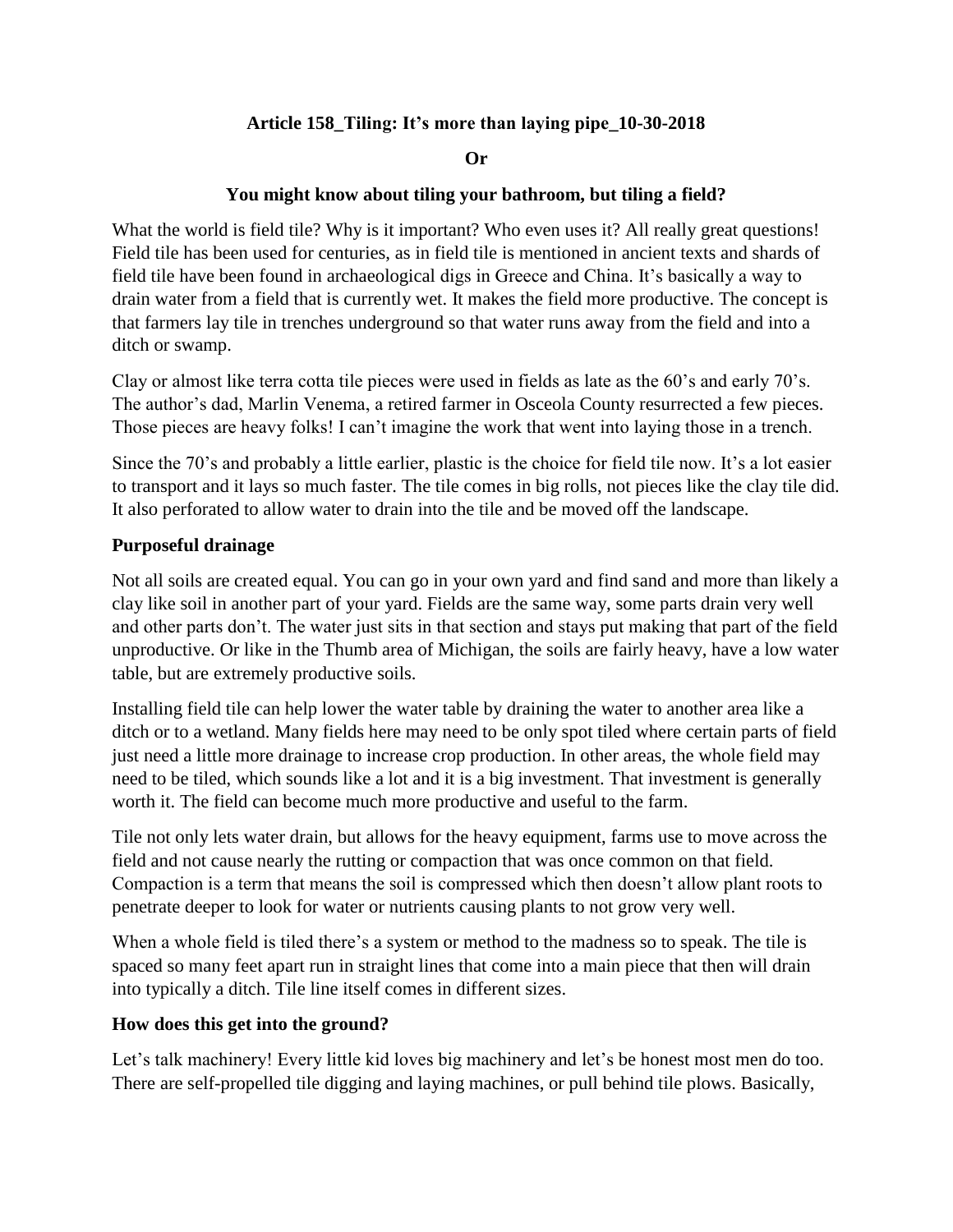**Article 158_Tiling: It's more than laying pipe_10-30-2018**

**Or**

**You might know about tiling your bathroom, but tiling a field?**

What the world is field tile? Why is it important? Who even uses it? All really great questions! Field tile has been used for centuries, as in field tile is mentioned in ancient texts and shards of field tile have been found in archaeological digs in Greece and China. It's basically a way to drain water from a field that is currently wet. It makes the field more productive. The concept is that farmers lay tile in trenches underground so that water runs away from the field and into a ditch or swamp.

Clay or almost like terra cotta tile pieces were used in fields as late as the 60's and early 70's. The author's dad, Marlin Venema, a retired farmer in Osceola County resurrected a few pieces. Those pieces are heavy folks! I can't imagine the work that went into laying those in a trench.

Since the 70's and probably a little earlier, plastic is the choice for field tile now. It's a lot easier to transport and it lays so much faster. The tile comes in big rolls, not pieces like the clay tile did. It also perforated to allow water to drain into the tile and be moved off the landscape.

**Purposeful drainage**

Not all soils are created equal. You can go in your own yard and find sand and more than likely a clay like soil in another part of your yard. Fields are the same way, some parts drain very well and other parts don't. The water just sits in that section and stays put making that part of the field unproductive. Or like in the Thumb area of Michigan, the soils are fairly heavy, have a low water table, but are extremely productive soils.

Installing field tile can help lower the water table by draining the water to another area like a ditch or to a wetland. Many fields here may need to be only spot tiled where certain parts of field just need a little more drainage to increase crop production. In other areas, the whole field may need to be tiled, which sounds like a lot and it is a big investment. That investment is generally worth it. The field can become much more productive and useful to the farm.

Tile not only lets water drain, but allows for the heavy equipment, farms use to move across the field and not cause nearly the rutting or compaction that was once common on that field. Compaction is a term that means the soil is compressed which then doesn't allow plant roots to penetrate deeper to look for water or nutrients causing plants to not grow very well.

When a whole field is tiled there's a system or method to the madness so to speak. The tile is spaced so many feet apart run in straight lines that come into a main piece that then will drain into typically a ditch. Tile line itself comes in different sizes.

**How does this get into the ground?**

Let's talk machinery! Every little kid loves big machinery and let's be honest most men do too. There are self-propelled tile digging and laying machines, or pull behind tile plows. Basically,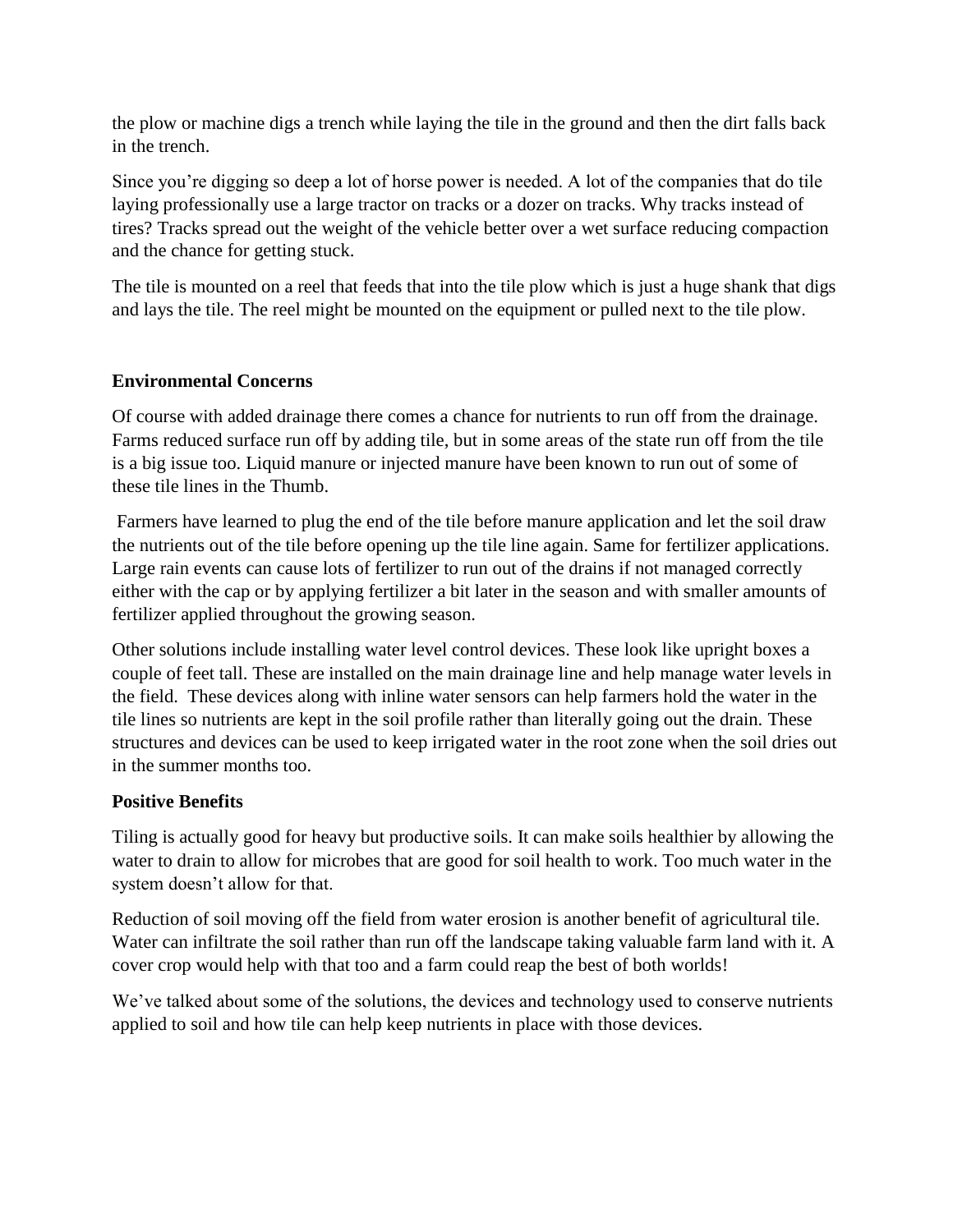the plow or machine digs a trench while laying the tile in the ground and then the dirt falls back in the trench.

Since you're digging so deep a lot of horse power is needed. A lot of the companies that do tile laying professionally use a large tractor on tracks or a dozer on tracks. Why tracks instead of tires? Tracks spread out the weight of the vehicle better over a wet surface reducing compaction and the chance for getting stuck.

The tile is mounted on a reel that feeds that into the tile plow which is just a huge shank that digs and lays the tile. The reel might be mounted on the equipment or pulled next to the tile plow.

**Environmental Concerns**

Of course with added drainage there comes a chance for nutrients to run off from the drainage. Farms reduced surface run off by adding tile, but in some areas of the state run off from the tile is a big issue too. Liquid manure or injected manure have been known to run out of some of these tile lines in the Thumb.

Farmers have learned to plug the end of the tile before manure application and let the soil draw the nutrients out of the tile before opening up the tile line again. Same for fertilizer applications. Large rain events can cause lots of fertilizer to run out of the drains if not managed correctly either with the cap or by applying fertilizer a bit later in the season and with smaller amounts of fertilizer applied throughout the growing season.

Other solutions include installing water level control devices. These look like upright boxes a couple of feet tall. These are installed on the main drainage line and help manage water levels in the field. These devices along with inline water sensors can help farmers hold the water in the tile lines so nutrients are kept in the soil profile rather than literally going out the drain. These structures and devices can be used to keep irrigated water in the root zone when the soil dries out in the summer months too.

**Positive Benefits**

Tiling is actually good for heavy but productive soils. It can make soils healthier by allowing the water to drain to allow for microbes that are good for soil health to work. Too much water in the system doesn't allow for that.

Reduction of soil moving off the field from water erosion is another benefit of agricultural tile. Water can infiltrate the soil rather than run off the landscape taking valuable farm land with it. A cover crop would help with that too and a farm could reap the best of both worlds!

We've talked about some of the solutions, the devices and technology used to conserve nutrients applied to soil and how tile can help keep nutrients in place with those devices.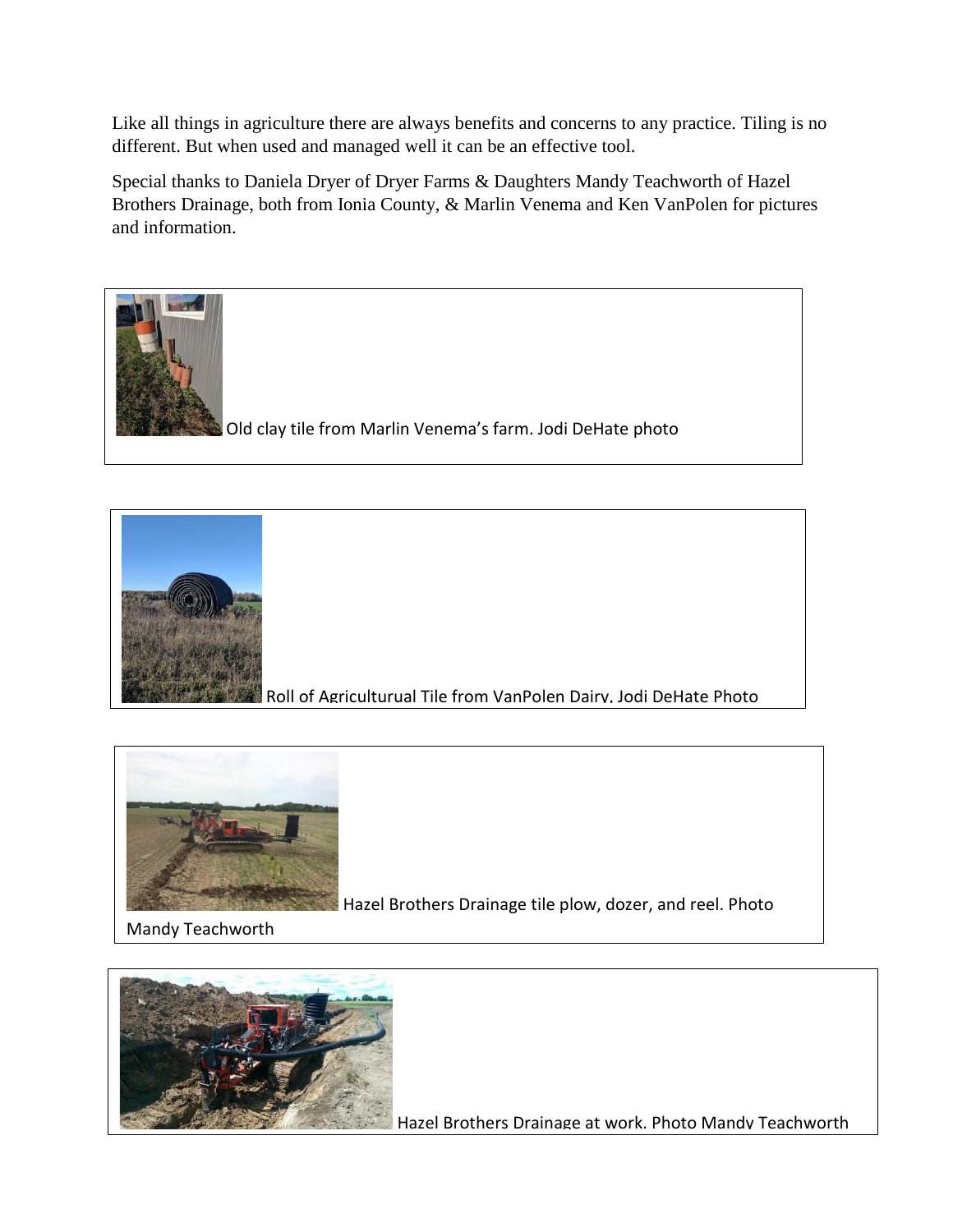Like all things in agriculture there are always benefits and concerns to any practice. Tiling is no different. But when used and managed well it can be an effective tool.

Special thanks to Daniela Dryer of Dryer Farms & Daughters Mandy Teachworth of Hazel Brothers Drainage, both from Ionia County, & Marlin Venema and Ken VanPolen for pictures and information.

Old clay tile from Marlin Venema's farm. Jodi DeHate photo

Roll of Agriculturual Tile from VanPolen Dairy. Jodi DeHate Photo

Hazel Brothers Drainage tile plow, dozer, and reel. Photo Mandy Teachworth

Hazel Brothers Drainage at work. Photo Mandy Teachworth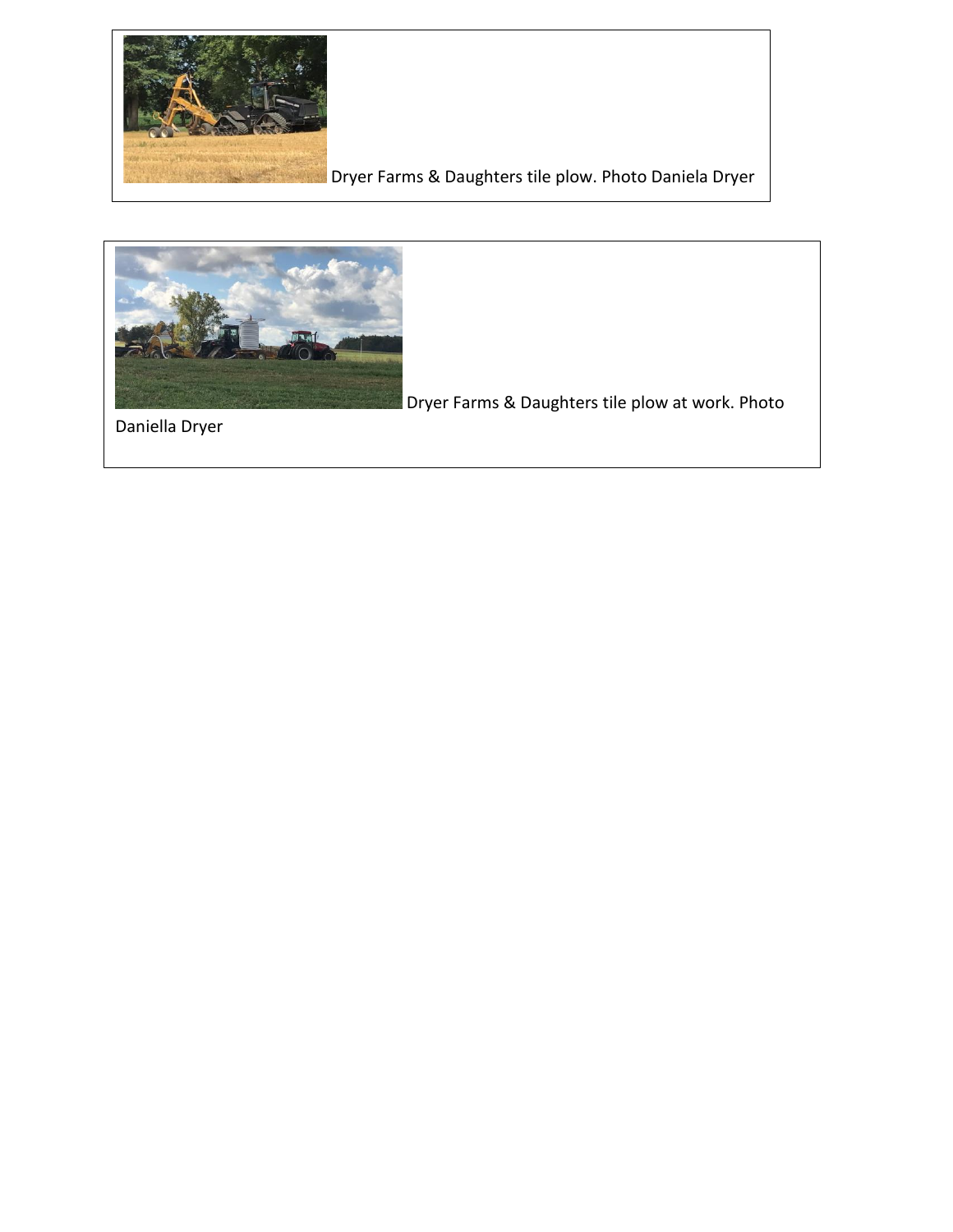Dryer Farms & Daughters tile plow. Photo Daniela Dryer

Dryer Farms & Daughters tile plow at work. Photo Daniella Dryer